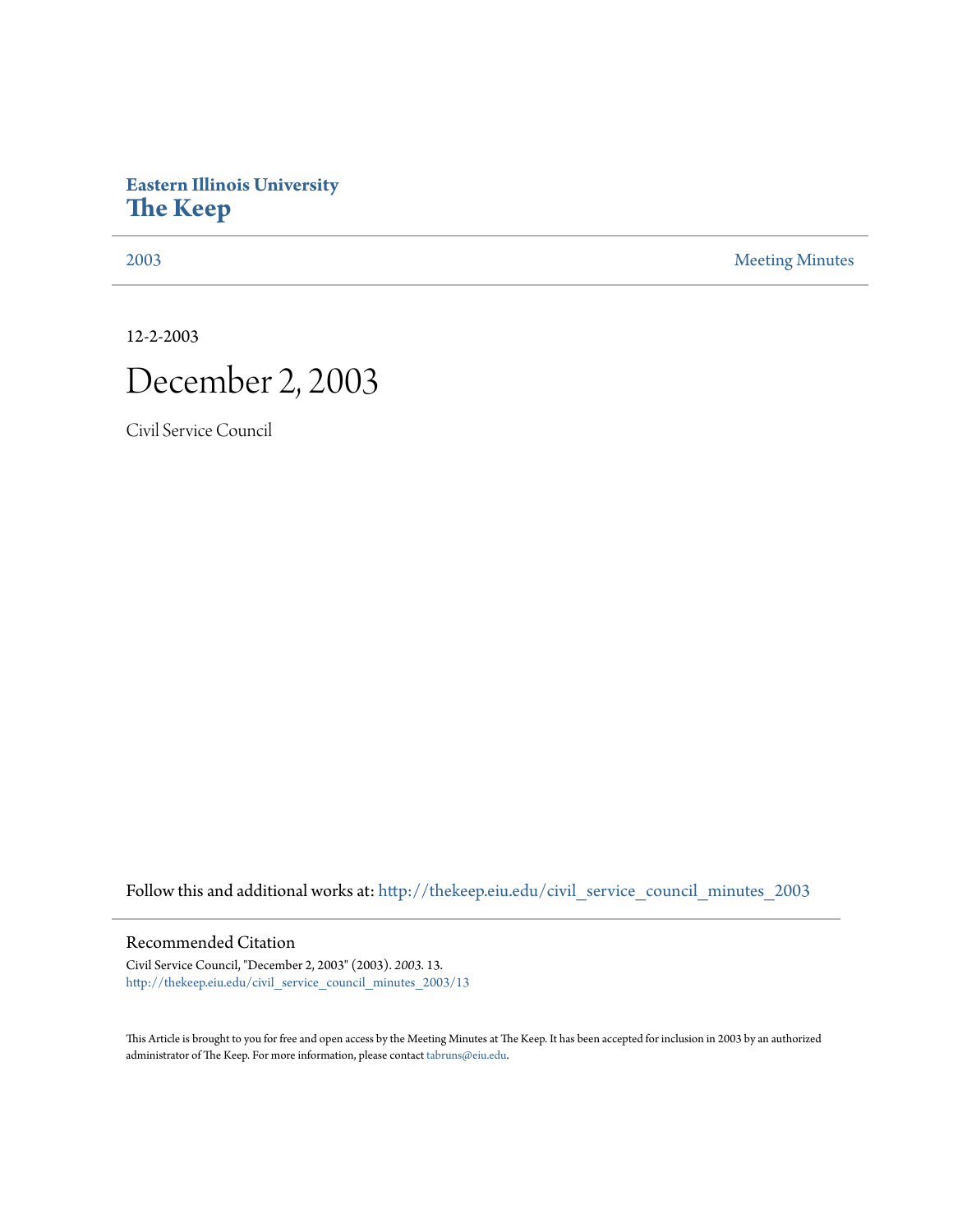Eastern Illinois University
# The Keep

2003 | Meeting Minutes

12-2-2003

# December 2, 2003

Civil Service Council

Follow this and additional works at: http://thekeep.eiu.edu/civil_service_council_minutes_2003

## Recommended Citation

Civil Service Council, "December 2, 2003" (2003). *2003*. 13.
http://thekeep.eiu.edu/civil_service_council_minutes_2003/13

This Article is brought to you for free and open access by the Meeting Minutes at The Keep. It has been accepted for inclusion in 2003 by an authorized administrator of The Keep. For more information, please contact tabruns@eiu.edu.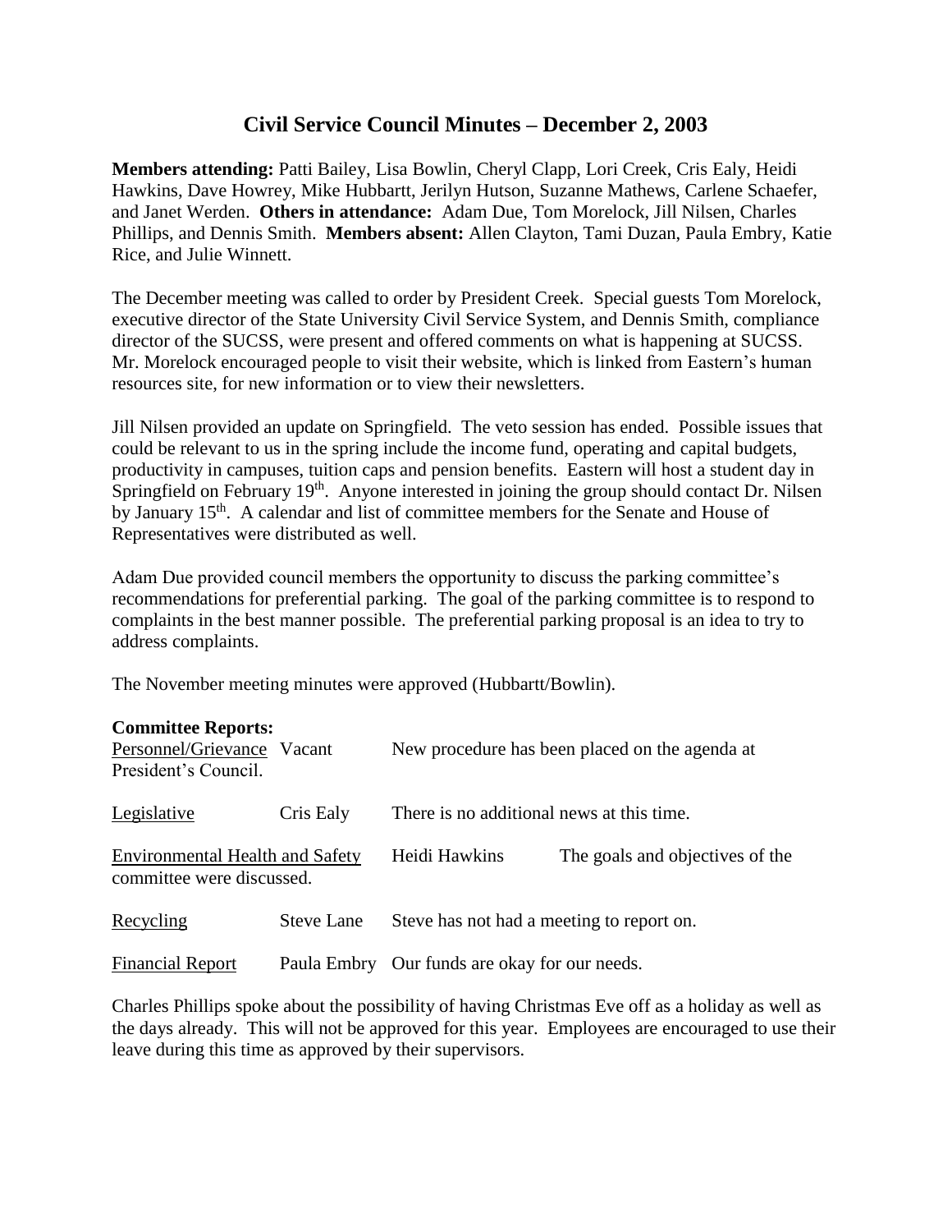# Civil Service Council Minutes – December 2, 2003

**Members attending:** Patti Bailey, Lisa Bowlin, Cheryl Clapp, Lori Creek, Cris Ealy, Heidi Hawkins, Dave Howrey, Mike Hubbartt, Jerilyn Hutson, Suzanne Mathews, Carlene Schaefer, and Janet Werden. **Others in attendance:** Adam Due, Tom Morelock, Jill Nilsen, Charles Phillips, and Dennis Smith. **Members absent:** Allen Clayton, Tami Duzan, Paula Embry, Katie Rice, and Julie Winnett.

The December meeting was called to order by President Creek. Special guests Tom Morelock, executive director of the State University Civil Service System, and Dennis Smith, compliance director of the SUCSS, were present and offered comments on what is happening at SUCSS. Mr. Morelock encouraged people to visit their website, which is linked from Eastern's human resources site, for new information or to view their newsletters.

Jill Nilsen provided an update on Springfield. The veto session has ended. Possible issues that could be relevant to us in the spring include the income fund, operating and capital budgets, productivity in campuses, tuition caps and pension benefits. Eastern will host a student day in Springfield on February 19th. Anyone interested in joining the group should contact Dr. Nilsen by January 15th. A calendar and list of committee members for the Senate and House of Representatives were distributed as well.

Adam Due provided council members the opportunity to discuss the parking committee's recommendations for preferential parking. The goal of the parking committee is to respond to complaints in the best manner possible. The preferential parking proposal is an idea to try to address complaints.

The November meeting minutes were approved (Hubbartt/Bowlin).

**Committee Reports:**

| | | |
|---|---|---|
| Personnel/Grievance | Vacant | New procedure has been placed on the agenda at President's Council. |
| Legislative | Cris Ealy | There is no additional news at this time. |
| Environmental Health and Safety | Heidi Hawkins | The goals and objectives of the committee were discussed. |
| Recycling | Steve Lane | Steve has not had a meeting to report on. |
| Financial Report | Paula Embry | Our funds are okay for our needs. |

Charles Phillips spoke about the possibility of having Christmas Eve off as a holiday as well as the days already. This will not be approved for this year. Employees are encouraged to use their leave during this time as approved by their supervisors.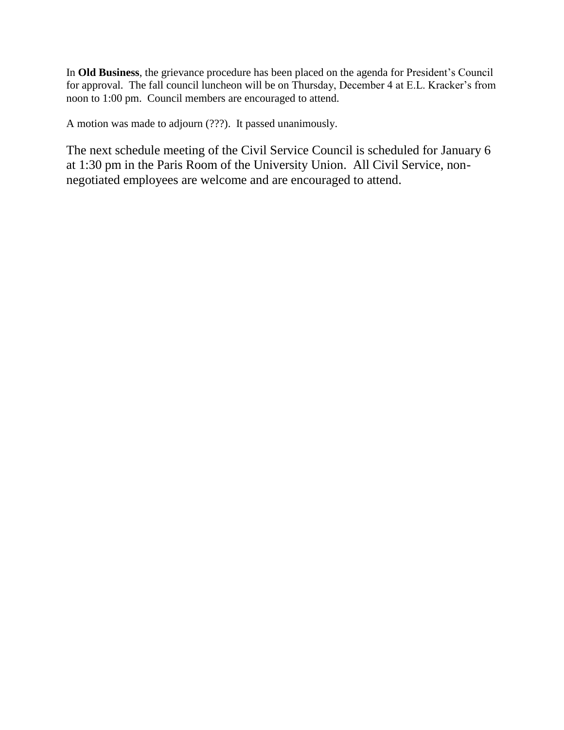In **Old Business**, the grievance procedure has been placed on the agenda for President's Council for approval. The fall council luncheon will be on Thursday, December 4 at E.L. Kracker's from noon to 1:00 pm. Council members are encouraged to attend.

A motion was made to adjourn (???). It passed unanimously.

The next schedule meeting of the Civil Service Council is scheduled for January 6 at 1:30 pm in the Paris Room of the University Union. All Civil Service, non-negotiated employees are welcome and are encouraged to attend.